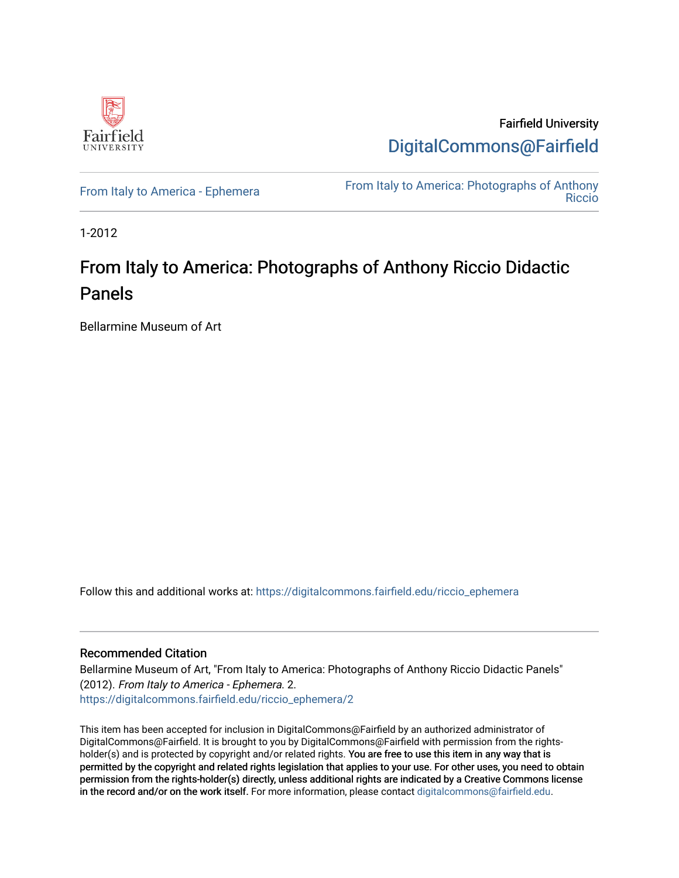Fairfield University

DigitalCommons@Fairfield

From Italy to America - Ephemera

From Italy to America: Photographs of Anthony Riccio

1-2012

# From Italy to America: Photographs of Anthony Riccio Didactic Panels

Bellarmine Museum of Art

Follow this and additional works at: https://digitalcommons.fairfield.edu/riccio_ephemera

## Recommended Citation

Bellarmine Museum of Art, "From Italy to America: Photographs of Anthony Riccio Didactic Panels" (2012). *From Italy to America - Ephemera*. 2.
https://digitalcommons.fairfield.edu/riccio_ephemera/2

This item has been accepted for inclusion in DigitalCommons@Fairfield by an authorized administrator of DigitalCommons@Fairfield. It is brought to you by DigitalCommons@Fairfield with permission from the rights-holder(s) and is protected by copyright and/or related rights. **You are free to use this item in any way that is permitted by the copyright and related rights legislation that applies to your use. For other uses, you need to obtain permission from the rights-holder(s) directly, unless additional rights are indicated by a Creative Commons license in the record and/or on the work itself.** For more information, please contact digitalcommons@fairfield.edu.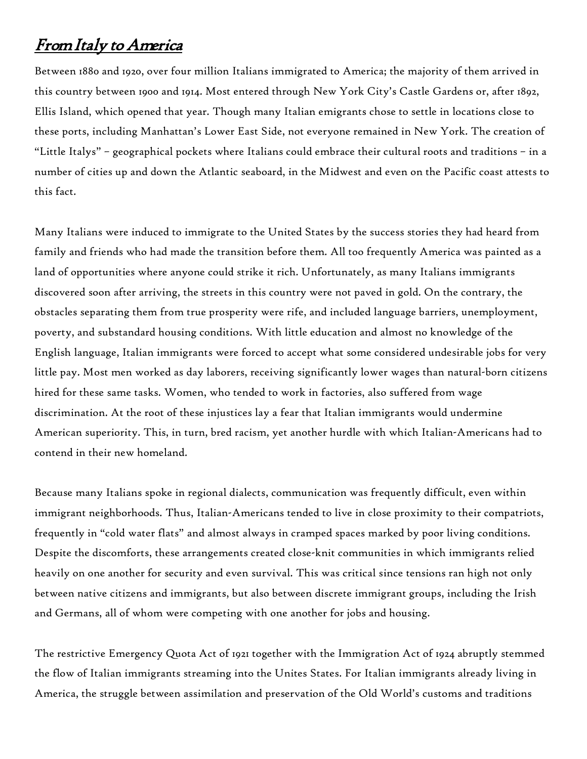# *From Italy to America*

Between 1880 and 1920, over four million Italians immigrated to America; the majority of them arrived in this country between 1900 and 1914. Most entered through New York City's Castle Gardens or, after 1892, Ellis Island, which opened that year. Though many Italian emigrants chose to settle in locations close to these ports, including Manhattan's Lower East Side, not everyone remained in New York. The creation of "Little Italys" – geographical pockets where Italians could embrace their cultural roots and traditions – in a number of cities up and down the Atlantic seaboard, in the Midwest and even on the Pacific coast attests to this fact.

Many Italians were induced to immigrate to the United States by the success stories they had heard from family and friends who had made the transition before them. All too frequently America was painted as a land of opportunities where anyone could strike it rich. Unfortunately, as many Italians immigrants discovered soon after arriving, the streets in this country were not paved in gold. On the contrary, the obstacles separating them from true prosperity were rife, and included language barriers, unemployment, poverty, and substandard housing conditions. With little education and almost no knowledge of the English language, Italian immigrants were forced to accept what some considered undesirable jobs for very little pay. Most men worked as day laborers, receiving significantly lower wages than natural-born citizens hired for these same tasks. Women, who tended to work in factories, also suffered from wage discrimination. At the root of these injustices lay a fear that Italian immigrants would undermine American superiority. This, in turn, bred racism, yet another hurdle with which Italian-Americans had to contend in their new homeland.

Because many Italians spoke in regional dialects, communication was frequently difficult, even within immigrant neighborhoods. Thus, Italian-Americans tended to live in close proximity to their compatriots, frequently in "cold water flats" and almost always in cramped spaces marked by poor living conditions. Despite the discomforts, these arrangements created close-knit communities in which immigrants relied heavily on one another for security and even survival. This was critical since tensions ran high not only between native citizens and immigrants, but also between discrete immigrant groups, including the Irish and Germans, all of whom were competing with one another for jobs and housing.

The restrictive Emergency Quota Act of 1921 together with the Immigration Act of 1924 abruptly stemmed the flow of Italian immigrants streaming into the Unites States. For Italian immigrants already living in America, the struggle between assimilation and preservation of the Old World's customs and traditions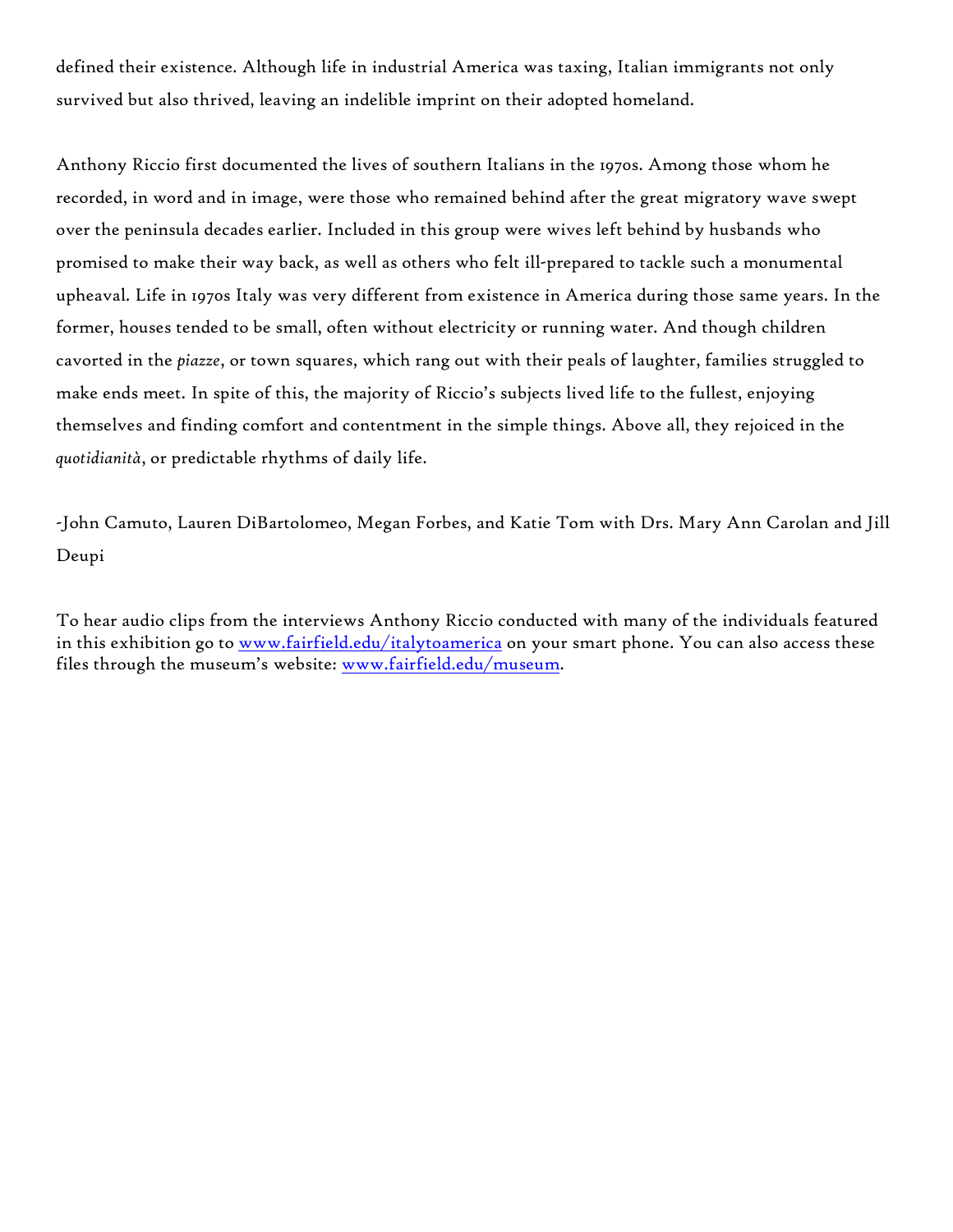defined their existence. Although life in industrial America was taxing, Italian immigrants not only survived but also thrived, leaving an indelible imprint on their adopted homeland.

Anthony Riccio first documented the lives of southern Italians in the 1970s. Among those whom he recorded, in word and in image, were those who remained behind after the great migratory wave swept over the peninsula decades earlier. Included in this group were wives left behind by husbands who promised to make their way back, as well as others who felt ill-prepared to tackle such a monumental upheaval. Life in 1970s Italy was very different from existence in America during those same years. In the former, houses tended to be small, often without electricity or running water. And though children cavorted in the *piazze*, or town squares, which rang out with their peals of laughter, families struggled to make ends meet. In spite of this, the majority of Riccio's subjects lived life to the fullest, enjoying themselves and finding comfort and contentment in the simple things. Above all, they rejoiced in the *quotidianità*, or predictable rhythms of daily life.

-John Camuto, Lauren DiBartolomeo, Megan Forbes, and Katie Tom with Drs. Mary Ann Carolan and Jill Deupi

To hear audio clips from the interviews Anthony Riccio conducted with many of the individuals featured in this exhibition go to [www.fairfield.edu/italytoamerica](http://www.fairfield.edu/italytoamerica) on your smart phone. You can also access these files through the museum's website: [www.fairfield.edu/museum](http://www.fairfield.edu/museum).